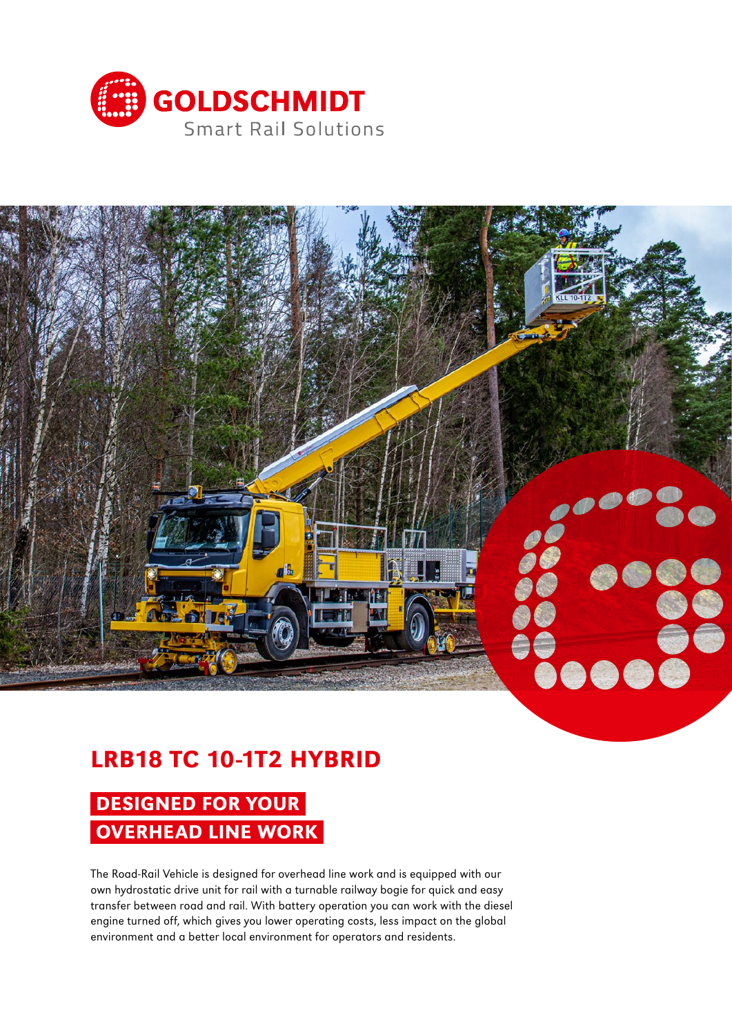GOLDSCHMIDT

Smart Rail Solutions

# LRB18 TC 10-1T2 HYBRID

## DESIGNED FOR YOUR OVERHEAD LINE WORK

The Road-Rail Vehicle is designed for overhead line work and is equipped with our own hydrostatic drive unit for rail with a turnable railway bogie for quick and easy transfer between road and rail. With battery operation you can work with the diesel engine turned off, which gives you lower operating costs, less impact on the global environment and a better local environment for operators and residents.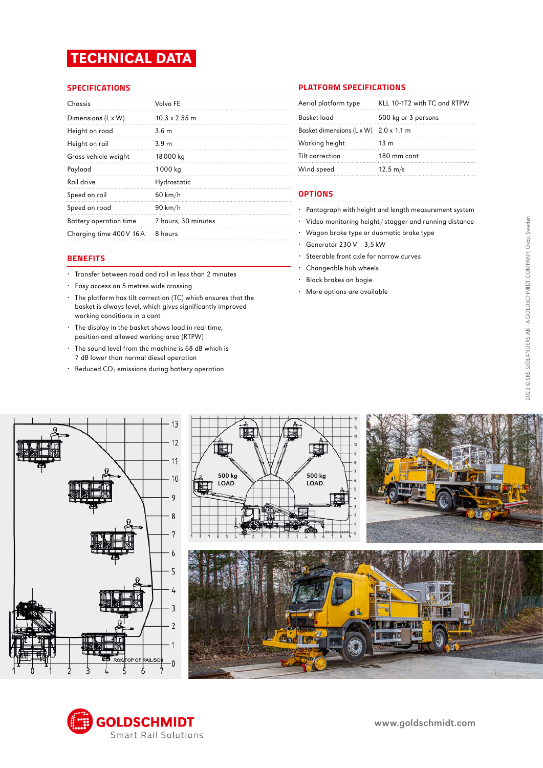# TECHNICAL DATA

## SPECIFICATIONS

| | |
|---|---|
| Chassis | Volvo FE |
| Dimensions (L x W) | 10.3 x 2.55 m |
| Height on road | 3.6 m |
| Height on rail | 3.9 m |
| Gross vehicle weight | 18 000 kg |
| Payload | 1 000 kg |
| Rail drive | Hydrostatic |
| Speed on rail | 60 km/h |
| Speed on road | 90 km/h |
| Battery operation time | 7 hours, 30 minutes |
| Charging time 400 V 16 A | 8 hours |

## BENEFITS

- Transfer between road and rail in less than 2 minutes
- Easy access on 5 metres wide crossing
- The platform has tilt correction (TC) which ensures that the basket is always level, which gives significantly improved working conditions in a cant
- The display in the basket shows load in real time, position and allowed working area (RTPW)
- The sound level from the machine is 68 dB which is 7 dB lower than normal diesel operation
- Reduced $CO_2$ emissions during battery operation

## PLATFORM SPECIFICATIONS

| | |
|---|---|
| Aerial platform type | KLL 10-1T2 with TC and RTPW |
| Basket load | 500 kg or 3 persons |
| Basket dimensions (L x W) | 2.0 x 1.1 m |
| Working height | 13 m |
| Tilt correction | 180 mm cant |
| Wind speed | 12.5 m/s |

## OPTIONS

- Pantograph with height and length measurement system
- Video monitoring height / stagger and running distance
- Wagon brake type or duomatic brake type
- Generator 230 V – 3,5 kW
- Steerable front axle for narrow curves
- Changeable hub wheels
- Block brakes on bogie
- More options are available

2022 © SRS SJÖLANDERS AB - A GOLDSCHMIDT COMPANY, Ödsby, Sweden

500 kg LOAD

500 kg LOAD

ROK / TOP OF RAIL / SOB

GOLDSCHMIDT
Smart Rail Solutions

www.goldschmidt.com